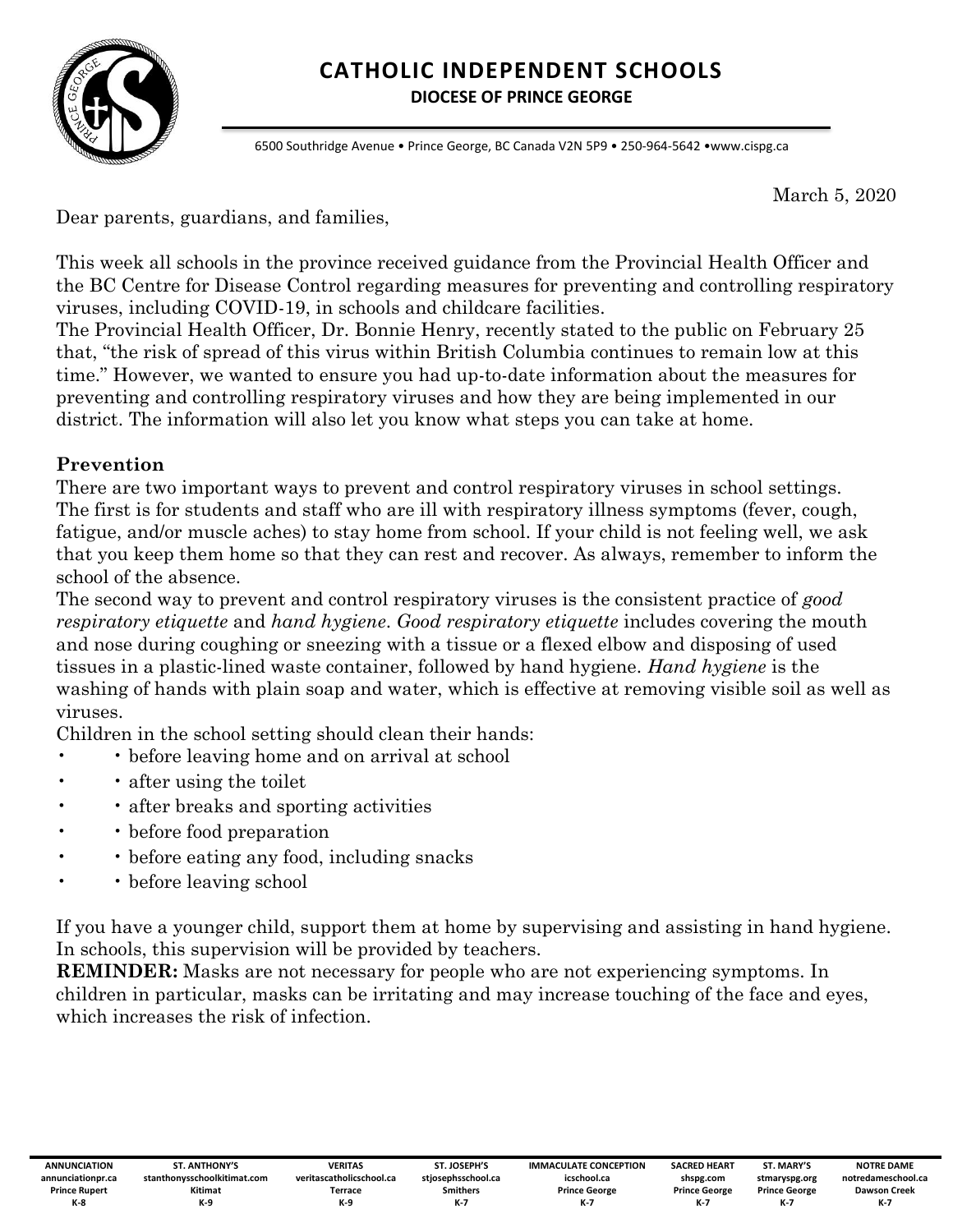# CATHOLIC INDEPENDENT SCHOOLS

**DIOCESE OF PRINCE GEORGE**

6500 Southridge Avenue • Prince George, BC Canada V2N 5P9 • 250-964-5642 •www.cispg.ca

March 5, 2020

Dear parents, guardians, and families,

This week all schools in the province received guidance from the Provincial Health Officer and the BC Centre for Disease Control regarding measures for preventing and controlling respiratory viruses, including COVID-19, in schools and childcare facilities.

The Provincial Health Officer, Dr. Bonnie Henry, recently stated to the public on February 25 that, "the risk of spread of this virus within British Columbia continues to remain low at this time." However, we wanted to ensure you had up-to-date information about the measures for preventing and controlling respiratory viruses and how they are being implemented in our district. The information will also let you know what steps you can take at home.

**Prevention**

There are two important ways to prevent and control respiratory viruses in school settings. The first is for students and staff who are ill with respiratory illness symptoms (fever, cough, fatigue, and/or muscle aches) to stay home from school. If your child is not feeling well, we ask that you keep them home so that they can rest and recover. As always, remember to inform the school of the absence.

The second way to prevent and control respiratory viruses is the consistent practice of *good respiratory etiquette* and *hand hygiene*. *Good respiratory etiquette* includes covering the mouth and nose during coughing or sneezing with a tissue or a flexed elbow and disposing of used tissues in a plastic-lined waste container, followed by hand hygiene. *Hand hygiene* is the washing of hands with plain soap and water, which is effective at removing visible soil as well as viruses.

Children in the school setting should clean their hands:

- before leaving home and on arrival at school
- after using the toilet
- after breaks and sporting activities
- before food preparation
- before eating any food, including snacks
- before leaving school

If you have a younger child, support them at home by supervising and assisting in hand hygiene. In schools, this supervision will be provided by teachers.

**REMINDER:** Masks are not necessary for people who are not experiencing symptoms. In children in particular, masks can be irritating and may increase touching of the face and eyes, which increases the risk of infection.

| ANNUNCIATION | ST. ANTHONY'S | VERITAS | ST. JOSEPH'S | IMMACULATE CONCEPTION | SACRED HEART | ST. MARY'S | NOTRE DAME |
|---|---|---|---|---|---|---|---|
| annunciationpr.ca | stanthonysschoolkitimat.com | veritascatholicschool.ca | stjosephsschool.ca | icschool.ca | shspg.com | stmaryspg.org | notredameschool.ca |
| Prince Rupert | Kitimat | Terrace | Smithers | Prince George | Prince George | Prince George | Dawson Creek |
| K-8 | K-9 | K-9 | K-7 | K-7 | K-7 | K-7 | K-7 |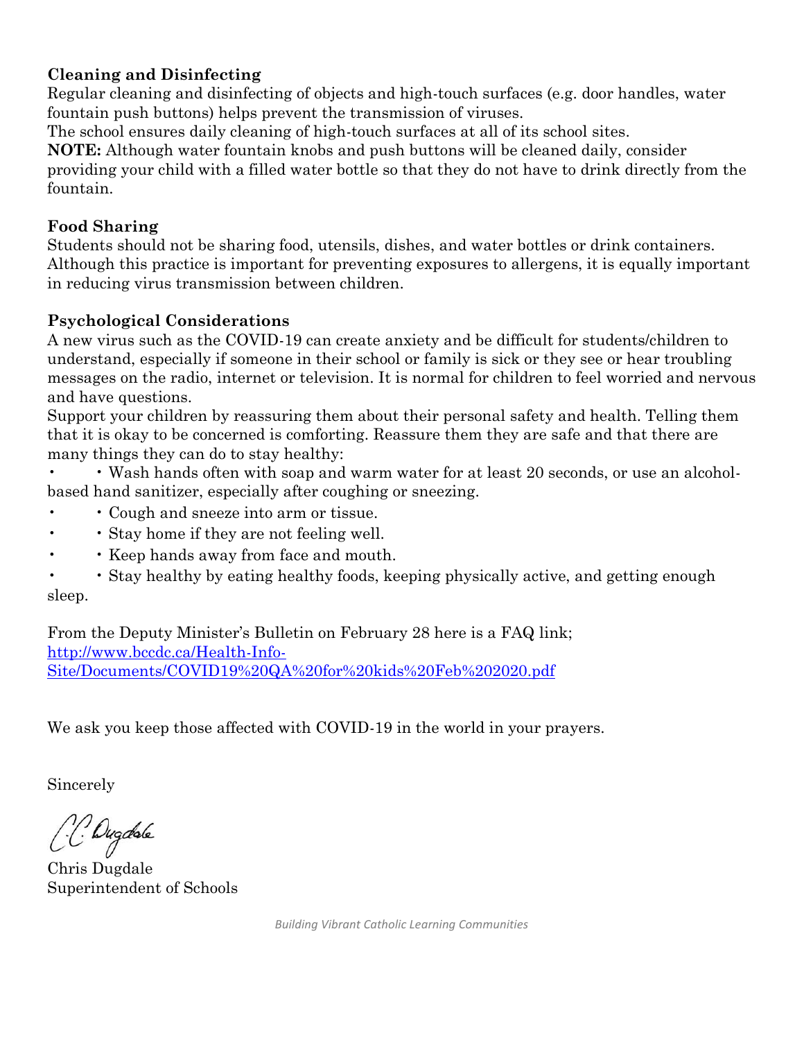**Cleaning and Disinfecting**

Regular cleaning and disinfecting of objects and high-touch surfaces (e.g. door handles, water fountain push buttons) helps prevent the transmission of viruses.

The school ensures daily cleaning of high-touch surfaces at all of its school sites.

**NOTE:** Although water fountain knobs and push buttons will be cleaned daily, consider providing your child with a filled water bottle so that they do not have to drink directly from the fountain.

**Food Sharing**

Students should not be sharing food, utensils, dishes, and water bottles or drink containers. Although this practice is important for preventing exposures to allergens, it is equally important in reducing virus transmission between children.

**Psychological Considerations**

A new virus such as the COVID-19 can create anxiety and be difficult for students/children to understand, especially if someone in their school or family is sick or they see or hear troubling messages on the radio, internet or television. It is normal for children to feel worried and nervous and have questions.

Support your children by reassuring them about their personal safety and health. Telling them that it is okay to be concerned is comforting. Reassure them they are safe and that there are many things they can do to stay healthy:

- Wash hands often with soap and warm water for at least 20 seconds, or use an alcohol-based hand sanitizer, especially after coughing or sneezing.
- Cough and sneeze into arm or tissue.
- Stay home if they are not feeling well.
- Keep hands away from face and mouth.
- Stay healthy by eating healthy foods, keeping physically active, and getting enough sleep.

From the Deputy Minister's Bulletin on February 28 here is a FAQ link;
http://www.bccdc.ca/Health-Info-Site/Documents/COVID19%20QA%20for%20kids%20Feb%202020.pdf

We ask you keep those affected with COVID-19 in the world in your prayers.

Sincerely

C.C. Dugdale

Chris Dugdale
Superintendent of Schools

*Building Vibrant Catholic Learning Communities*